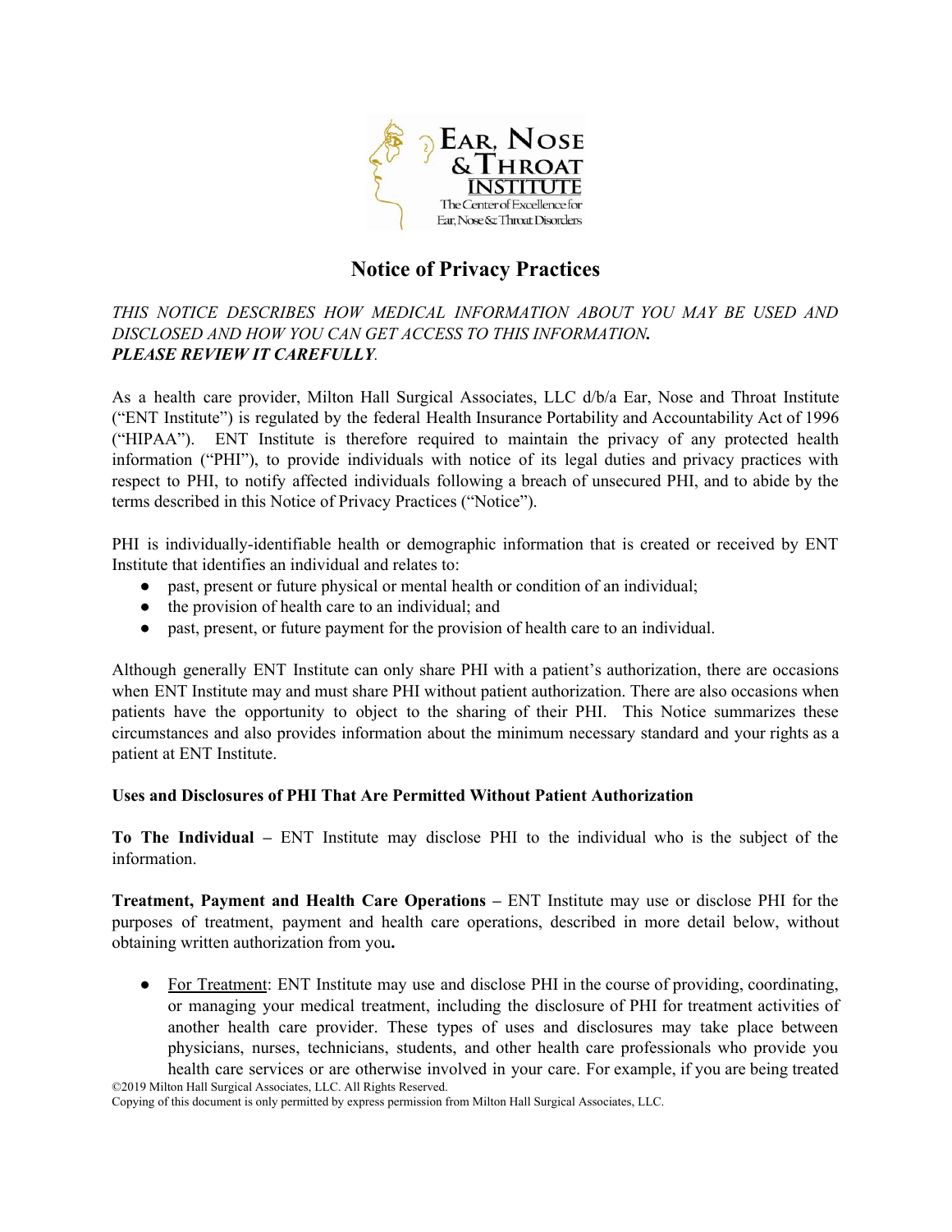# Notice of Privacy Practices

***THIS NOTICE DESCRIBES HOW MEDICAL INFORMATION ABOUT YOU MAY BE USED AND DISCLOSED AND HOW YOU CAN GET ACCESS TO THIS INFORMATION.***
***PLEASE REVIEW IT CAREFULLY.***

As a health care provider, Milton Hall Surgical Associates, LLC d/b/a Ear, Nose and Throat Institute ("ENT Institute") is regulated by the federal Health Insurance Portability and Accountability Act of 1996 ("HIPAA"). ENT Institute is therefore required to maintain the privacy of any protected health information ("PHI"), to provide individuals with notice of its legal duties and privacy practices with respect to PHI, to notify affected individuals following a breach of unsecured PHI, and to abide by the terms described in this Notice of Privacy Practices ("Notice").

PHI is individually-identifiable health or demographic information that is created or received by ENT Institute that identifies an individual and relates to:

- past, present or future physical or mental health or condition of an individual;
- the provision of health care to an individual; and
- past, present, or future payment for the provision of health care to an individual.

Although generally ENT Institute can only share PHI with a patient's authorization, there are occasions when ENT Institute may and must share PHI without patient authorization. There are also occasions when patients have the opportunity to object to the sharing of their PHI. This Notice summarizes these circumstances and also provides information about the minimum necessary standard and your rights as a patient at ENT Institute.

## Uses and Disclosures of PHI That Are Permitted Without Patient Authorization

**To The Individual –** ENT Institute may disclose PHI to the individual who is the subject of the information.

**Treatment, Payment and Health Care Operations –** ENT Institute may use or disclose PHI for the purposes of treatment, payment and health care operations, described in more detail below, without obtaining written authorization from you**.**

- For Treatment: ENT Institute may use and disclose PHI in the course of providing, coordinating, or managing your medical treatment, including the disclosure of PHI for treatment activities of another health care provider. These types of uses and disclosures may take place between physicians, nurses, technicians, students, and other health care professionals who provide you health care services or are otherwise involved in your care. For example, if you are being treated

©2019 Milton Hall Surgical Associates, LLC. All Rights Reserved.
Copying of this document is only permitted by express permission from Milton Hall Surgical Associates, LLC.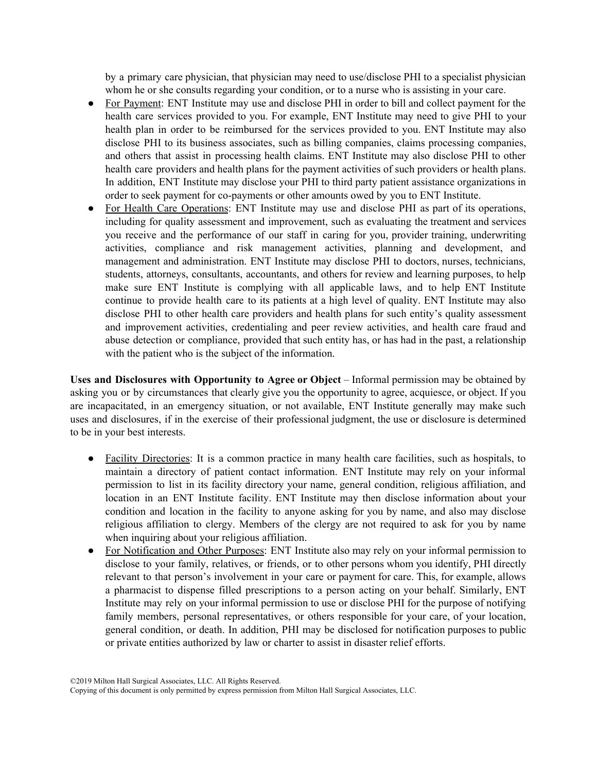by a primary care physician, that physician may need to use/disclose PHI to a specialist physician whom he or she consults regarding your condition, or to a nurse who is assisting in your care.

- For Payment: ENT Institute may use and disclose PHI in order to bill and collect payment for the health care services provided to you. For example, ENT Institute may need to give PHI to your health plan in order to be reimbursed for the services provided to you. ENT Institute may also disclose PHI to its business associates, such as billing companies, claims processing companies, and others that assist in processing health claims. ENT Institute may also disclose PHI to other health care providers and health plans for the payment activities of such providers or health plans. In addition, ENT Institute may disclose your PHI to third party patient assistance organizations in order to seek payment for co-payments or other amounts owed by you to ENT Institute.
- For Health Care Operations: ENT Institute may use and disclose PHI as part of its operations, including for quality assessment and improvement, such as evaluating the treatment and services you receive and the performance of our staff in caring for you, provider training, underwriting activities, compliance and risk management activities, planning and development, and management and administration. ENT Institute may disclose PHI to doctors, nurses, technicians, students, attorneys, consultants, accountants, and others for review and learning purposes, to help make sure ENT Institute is complying with all applicable laws, and to help ENT Institute continue to provide health care to its patients at a high level of quality. ENT Institute may also disclose PHI to other health care providers and health plans for such entity's quality assessment and improvement activities, credentialing and peer review activities, and health care fraud and abuse detection or compliance, provided that such entity has, or has had in the past, a relationship with the patient who is the subject of the information.

**Uses and Disclosures with Opportunity to Agree or Object** – Informal permission may be obtained by asking you or by circumstances that clearly give you the opportunity to agree, acquiesce, or object. If you are incapacitated, in an emergency situation, or not available, ENT Institute generally may make such uses and disclosures, if in the exercise of their professional judgment, the use or disclosure is determined to be in your best interests.

- Facility Directories: It is a common practice in many health care facilities, such as hospitals, to maintain a directory of patient contact information. ENT Institute may rely on your informal permission to list in its facility directory your name, general condition, religious affiliation, and location in an ENT Institute facility. ENT Institute may then disclose information about your condition and location in the facility to anyone asking for you by name, and also may disclose religious affiliation to clergy. Members of the clergy are not required to ask for you by name when inquiring about your religious affiliation.
- For Notification and Other Purposes: ENT Institute also may rely on your informal permission to disclose to your family, relatives, or friends, or to other persons whom you identify, PHI directly relevant to that person's involvement in your care or payment for care. This, for example, allows a pharmacist to dispense filled prescriptions to a person acting on your behalf. Similarly, ENT Institute may rely on your informal permission to use or disclose PHI for the purpose of notifying family members, personal representatives, or others responsible for your care, of your location, general condition, or death. In addition, PHI may be disclosed for notification purposes to public or private entities authorized by law or charter to assist in disaster relief efforts.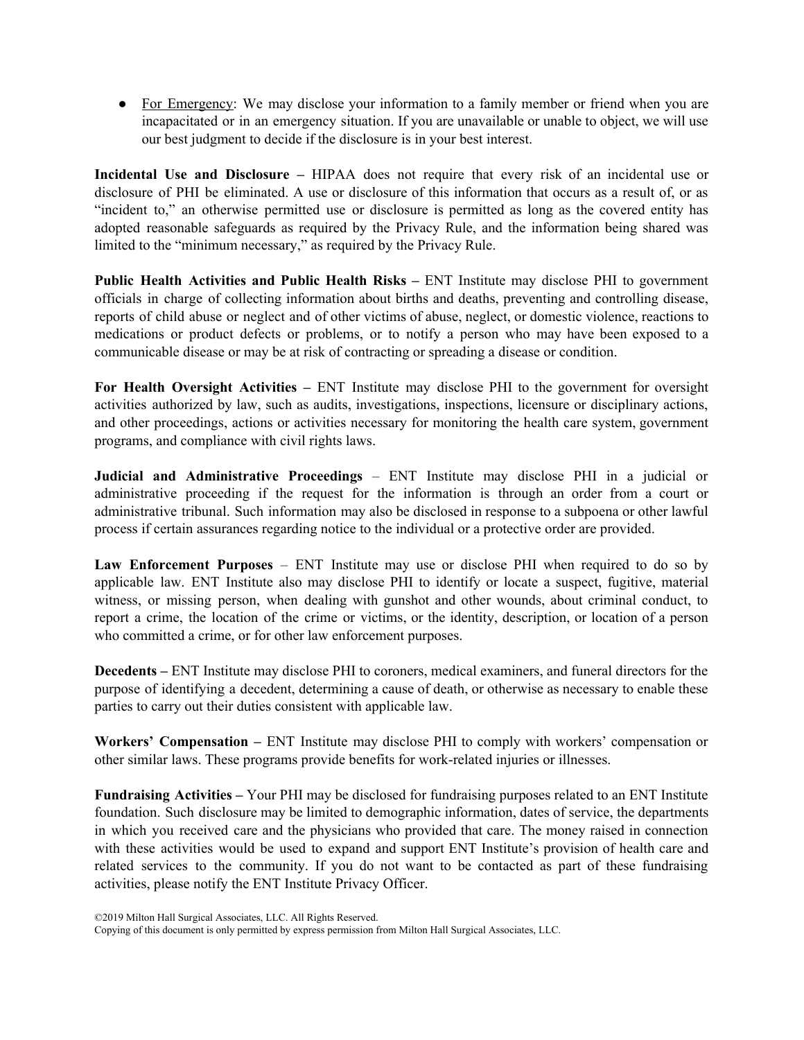- For Emergency: We may disclose your information to a family member or friend when you are incapacitated or in an emergency situation. If you are unavailable or unable to object, we will use our best judgment to decide if the disclosure is in your best interest.

**Incidental Use and Disclosure –** HIPAA does not require that every risk of an incidental use or disclosure of PHI be eliminated. A use or disclosure of this information that occurs as a result of, or as "incident to," an otherwise permitted use or disclosure is permitted as long as the covered entity has adopted reasonable safeguards as required by the Privacy Rule, and the information being shared was limited to the "minimum necessary," as required by the Privacy Rule.

**Public Health Activities and Public Health Risks –** ENT Institute may disclose PHI to government officials in charge of collecting information about births and deaths, preventing and controlling disease, reports of child abuse or neglect and of other victims of abuse, neglect, or domestic violence, reactions to medications or product defects or problems, or to notify a person who may have been exposed to a communicable disease or may be at risk of contracting or spreading a disease or condition.

**For Health Oversight Activities –** ENT Institute may disclose PHI to the government for oversight activities authorized by law, such as audits, investigations, inspections, licensure or disciplinary actions, and other proceedings, actions or activities necessary for monitoring the health care system, government programs, and compliance with civil rights laws.

**Judicial and Administrative Proceedings** – ENT Institute may disclose PHI in a judicial or administrative proceeding if the request for the information is through an order from a court or administrative tribunal. Such information may also be disclosed in response to a subpoena or other lawful process if certain assurances regarding notice to the individual or a protective order are provided.

**Law Enforcement Purposes** – ENT Institute may use or disclose PHI when required to do so by applicable law. ENT Institute also may disclose PHI to identify or locate a suspect, fugitive, material witness, or missing person, when dealing with gunshot and other wounds, about criminal conduct, to report a crime, the location of the crime or victims, or the identity, description, or location of a person who committed a crime, or for other law enforcement purposes.

**Decedents –** ENT Institute may disclose PHI to coroners, medical examiners, and funeral directors for the purpose of identifying a decedent, determining a cause of death, or otherwise as necessary to enable these parties to carry out their duties consistent with applicable law.

**Workers' Compensation –** ENT Institute may disclose PHI to comply with workers' compensation or other similar laws. These programs provide benefits for work-related injuries or illnesses.

**Fundraising Activities –** Your PHI may be disclosed for fundraising purposes related to an ENT Institute foundation. Such disclosure may be limited to demographic information, dates of service, the departments in which you received care and the physicians who provided that care. The money raised in connection with these activities would be used to expand and support ENT Institute's provision of health care and related services to the community. If you do not want to be contacted as part of these fundraising activities, please notify the ENT Institute Privacy Officer.

©2019 Milton Hall Surgical Associates, LLC. All Rights Reserved.
Copying of this document is only permitted by express permission from Milton Hall Surgical Associates, LLC.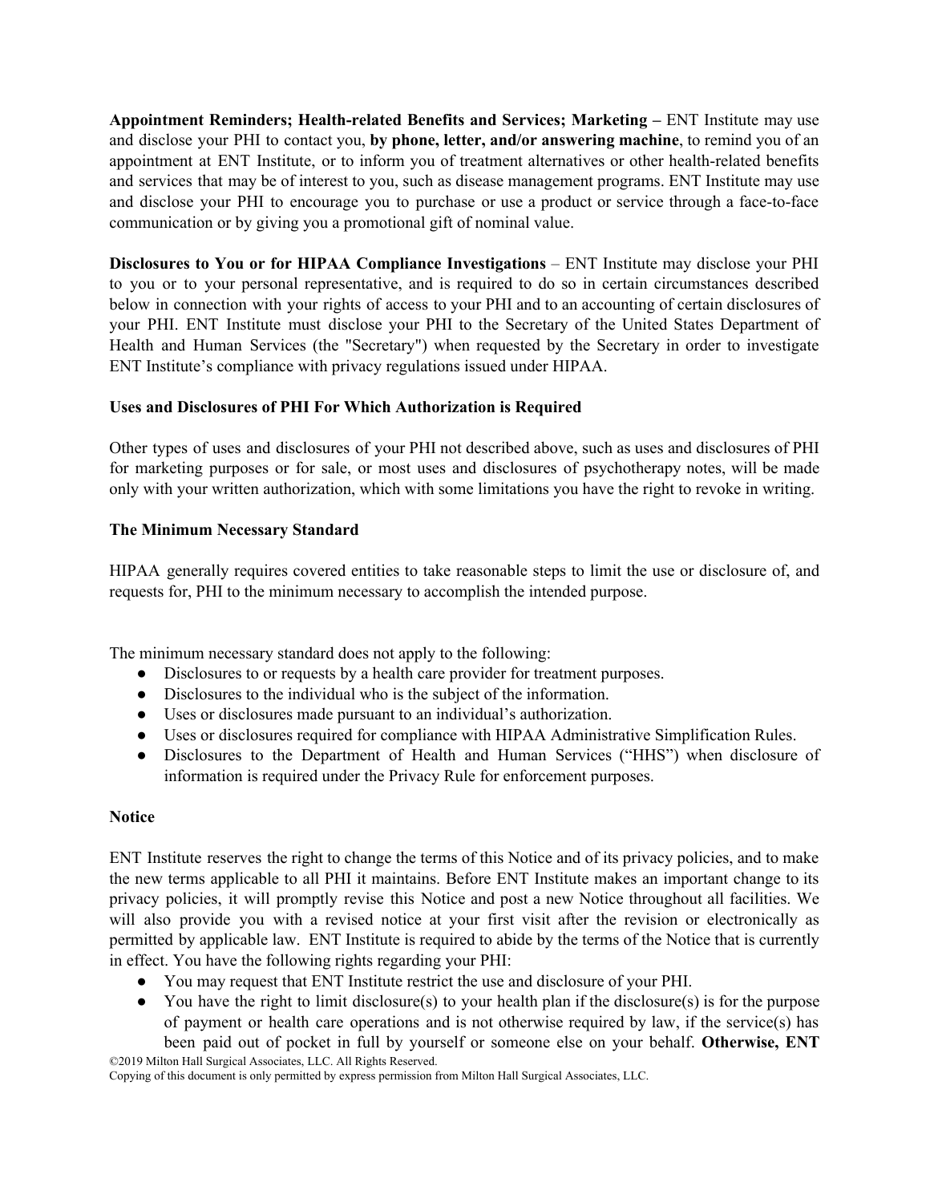**Appointment Reminders; Health-related Benefits and Services; Marketing –** ENT Institute may use and disclose your PHI to contact you, **by phone, letter, and/or answering machine**, to remind you of an appointment at ENT Institute, or to inform you of treatment alternatives or other health-related benefits and services that may be of interest to you, such as disease management programs. ENT Institute may use and disclose your PHI to encourage you to purchase or use a product or service through a face-to-face communication or by giving you a promotional gift of nominal value.

**Disclosures to You or for HIPAA Compliance Investigations** – ENT Institute may disclose your PHI to you or to your personal representative, and is required to do so in certain circumstances described below in connection with your rights of access to your PHI and to an accounting of certain disclosures of your PHI. ENT Institute must disclose your PHI to the Secretary of the United States Department of Health and Human Services (the "Secretary") when requested by the Secretary in order to investigate ENT Institute's compliance with privacy regulations issued under HIPAA.

**Uses and Disclosures of PHI For Which Authorization is Required**

Other types of uses and disclosures of your PHI not described above, such as uses and disclosures of PHI for marketing purposes or for sale, or most uses and disclosures of psychotherapy notes, will be made only with your written authorization, which with some limitations you have the right to revoke in writing.

**The Minimum Necessary Standard**

HIPAA generally requires covered entities to take reasonable steps to limit the use or disclosure of, and requests for, PHI to the minimum necessary to accomplish the intended purpose.

The minimum necessary standard does not apply to the following:

- Disclosures to or requests by a health care provider for treatment purposes.
- Disclosures to the individual who is the subject of the information.
- Uses or disclosures made pursuant to an individual's authorization.
- Uses or disclosures required for compliance with HIPAA Administrative Simplification Rules.
- Disclosures to the Department of Health and Human Services ("HHS") when disclosure of information is required under the Privacy Rule for enforcement purposes.

**Notice**

ENT Institute reserves the right to change the terms of this Notice and of its privacy policies, and to make the new terms applicable to all PHI it maintains. Before ENT Institute makes an important change to its privacy policies, it will promptly revise this Notice and post a new Notice throughout all facilities. We will also provide you with a revised notice at your first visit after the revision or electronically as permitted by applicable law. ENT Institute is required to abide by the terms of the Notice that is currently in effect. You have the following rights regarding your PHI:

- You may request that ENT Institute restrict the use and disclosure of your PHI.
- You have the right to limit disclosure(s) to your health plan if the disclosure(s) is for the purpose of payment or health care operations and is not otherwise required by law, if the service(s) has been paid out of pocket in full by yourself or someone else on your behalf. **Otherwise, ENT**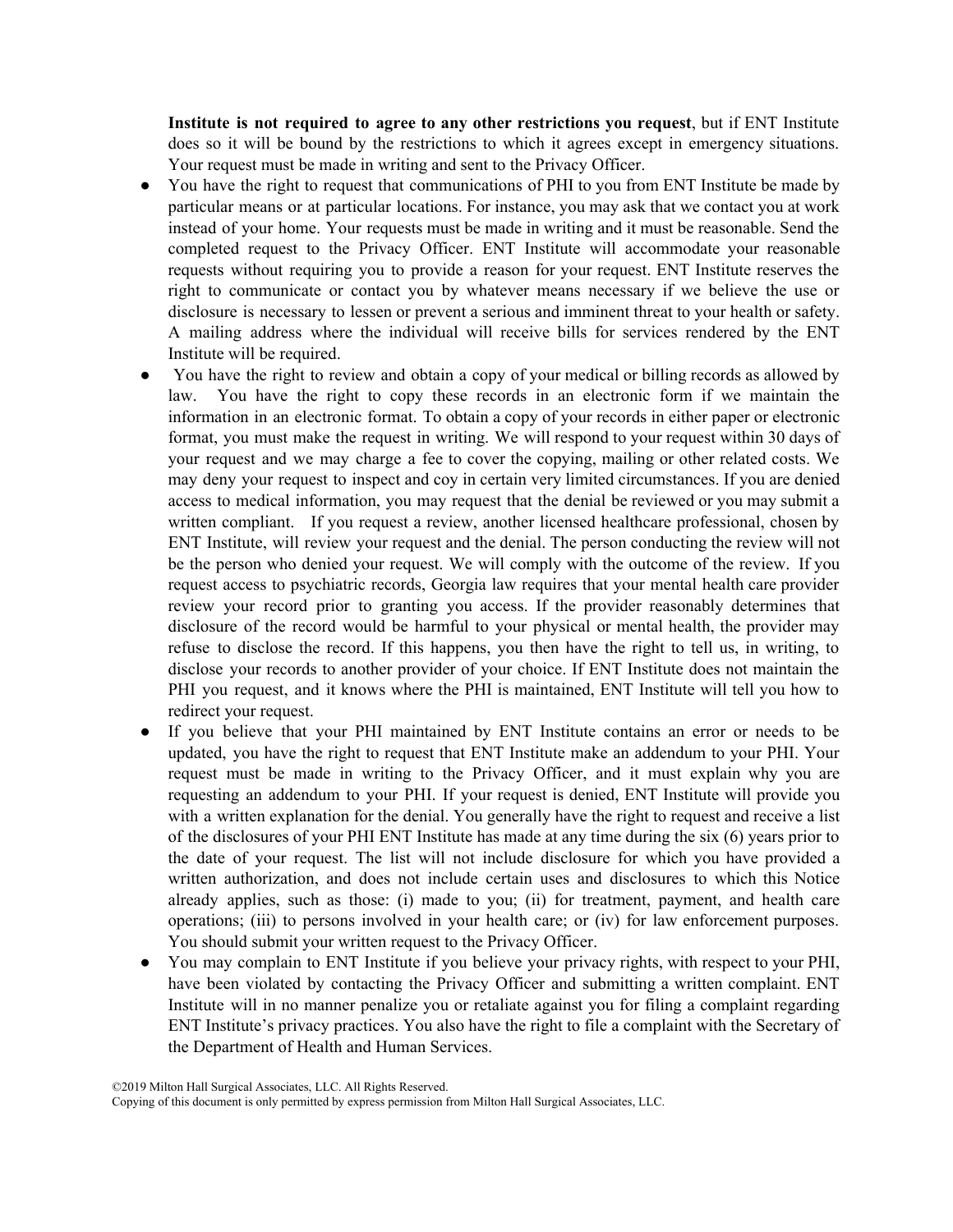**Institute is not required to agree to any other restrictions you request**, but if ENT Institute does so it will be bound by the restrictions to which it agrees except in emergency situations. Your request must be made in writing and sent to the Privacy Officer.

- You have the right to request that communications of PHI to you from ENT Institute be made by particular means or at particular locations. For instance, you may ask that we contact you at work instead of your home. Your requests must be made in writing and it must be reasonable. Send the completed request to the Privacy Officer. ENT Institute will accommodate your reasonable requests without requiring you to provide a reason for your request. ENT Institute reserves the right to communicate or contact you by whatever means necessary if we believe the use or disclosure is necessary to lessen or prevent a serious and imminent threat to your health or safety. A mailing address where the individual will receive bills for services rendered by the ENT Institute will be required.
- You have the right to review and obtain a copy of your medical or billing records as allowed by law. You have the right to copy these records in an electronic form if we maintain the information in an electronic format. To obtain a copy of your records in either paper or electronic format, you must make the request in writing. We will respond to your request within 30 days of your request and we may charge a fee to cover the copying, mailing or other related costs. We may deny your request to inspect and coy in certain very limited circumstances. If you are denied access to medical information, you may request that the denial be reviewed or you may submit a written compliant. If you request a review, another licensed healthcare professional, chosen by ENT Institute, will review your request and the denial. The person conducting the review will not be the person who denied your request. We will comply with the outcome of the review. If you request access to psychiatric records, Georgia law requires that your mental health care provider review your record prior to granting you access. If the provider reasonably determines that disclosure of the record would be harmful to your physical or mental health, the provider may refuse to disclose the record. If this happens, you then have the right to tell us, in writing, to disclose your records to another provider of your choice. If ENT Institute does not maintain the PHI you request, and it knows where the PHI is maintained, ENT Institute will tell you how to redirect your request.
- If you believe that your PHI maintained by ENT Institute contains an error or needs to be updated, you have the right to request that ENT Institute make an addendum to your PHI. Your request must be made in writing to the Privacy Officer, and it must explain why you are requesting an addendum to your PHI. If your request is denied, ENT Institute will provide you with a written explanation for the denial. You generally have the right to request and receive a list of the disclosures of your PHI ENT Institute has made at any time during the six (6) years prior to the date of your request. The list will not include disclosure for which you have provided a written authorization, and does not include certain uses and disclosures to which this Notice already applies, such as those: (i) made to you; (ii) for treatment, payment, and health care operations; (iii) to persons involved in your health care; or (iv) for law enforcement purposes. You should submit your written request to the Privacy Officer.
- You may complain to ENT Institute if you believe your privacy rights, with respect to your PHI, have been violated by contacting the Privacy Officer and submitting a written complaint. ENT Institute will in no manner penalize you or retaliate against you for filing a complaint regarding ENT Institute's privacy practices. You also have the right to file a complaint with the Secretary of the Department of Health and Human Services.

©2019 Milton Hall Surgical Associates, LLC. All Rights Reserved.
Copying of this document is only permitted by express permission from Milton Hall Surgical Associates, LLC.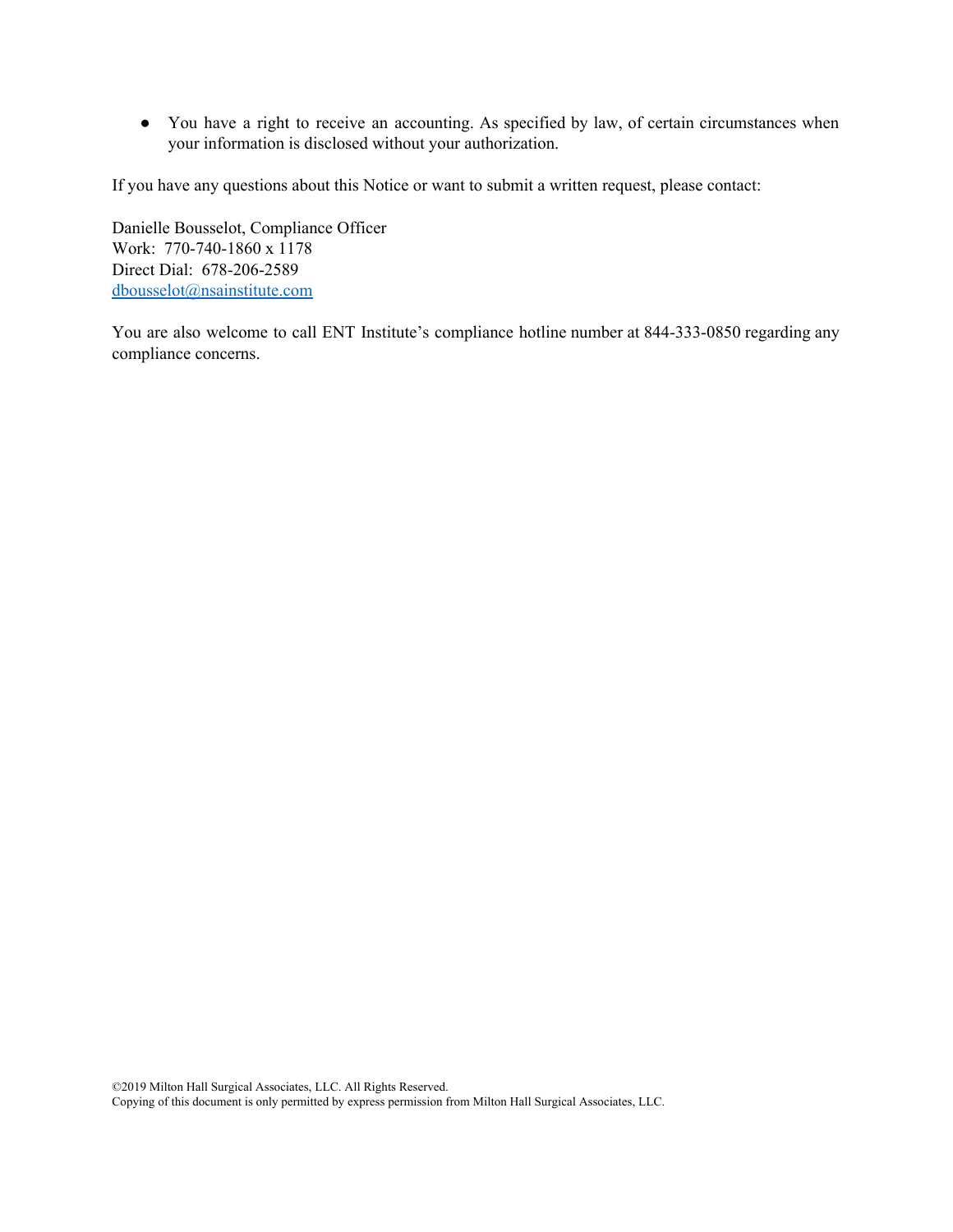- You have a right to receive an accounting. As specified by law, of certain circumstances when your information is disclosed without your authorization.

If you have any questions about this Notice or want to submit a written request, please contact:

Danielle Bousselot, Compliance Officer
Work: 770-740-1860 x 1178
Direct Dial: 678-206-2589
dbousselot@nsainstitute.com

You are also welcome to call ENT Institute's compliance hotline number at 844-333-0850 regarding any compliance concerns.

©2019 Milton Hall Surgical Associates, LLC. All Rights Reserved.
Copying of this document is only permitted by express permission from Milton Hall Surgical Associates, LLC.